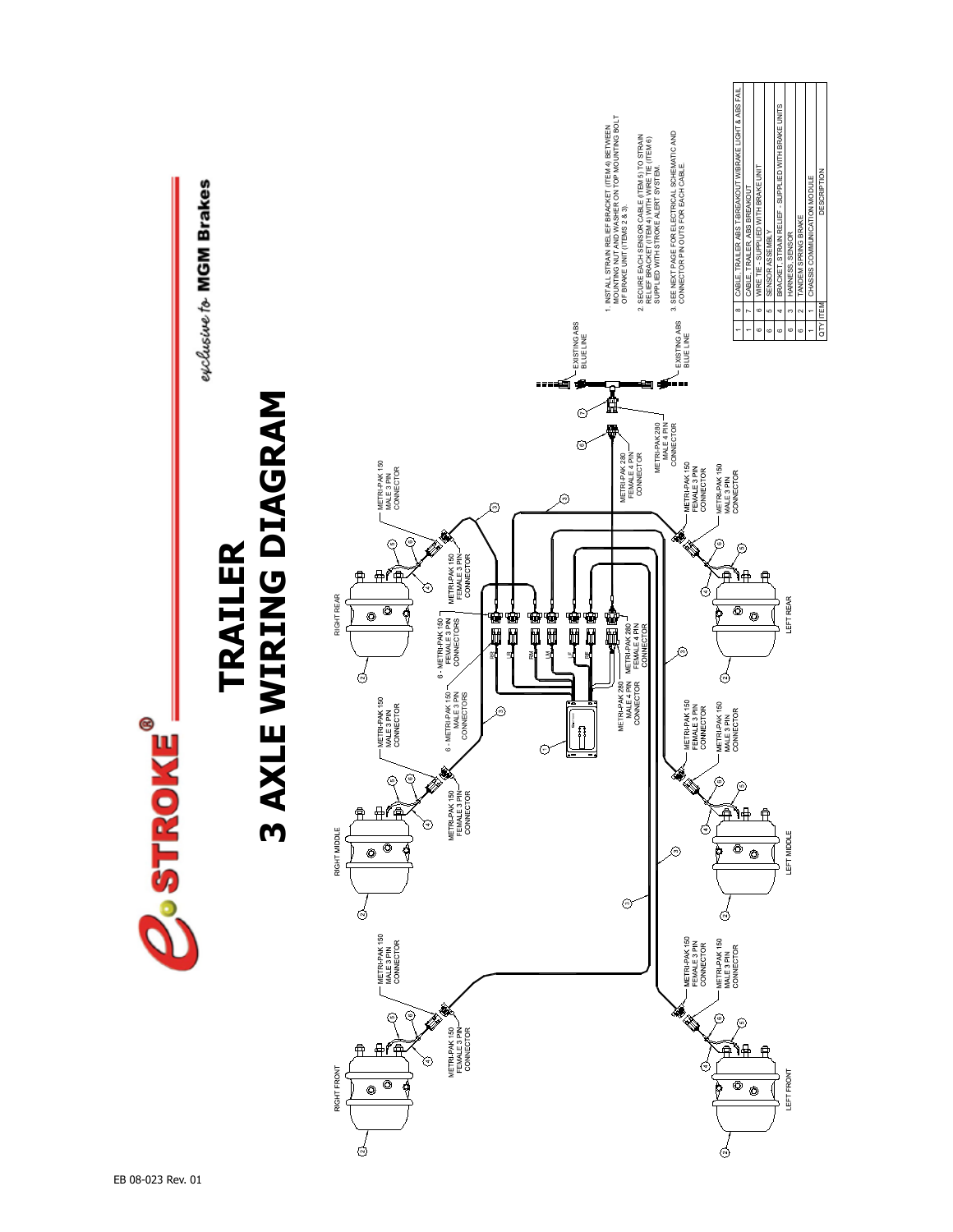# e-STROKE®

*exclusive to* **MGM Brakes**

# TRAILER
# 3 AXLE WIRING DIAGRAM

RIGHT FRONT

RIGHT MIDDLE

RIGHT REAR

LEFT FRONT

LEFT MIDDLE

LEFT REAR

METRI-PAK 150 MALE 3 PIN CONNECTOR

METRI-PAK 150 FEMALE 3 PIN CONNECTOR

6 - METRI-PAK 150 FEMALE 3 PIN CONNECTORS

6 - METRI-PAK 150 MALE 3 PIN CONNECTORS

METRI-PAK 280 FEMALE 4 PIN CONNECTOR

METRI-PAK 280 MALE 4 PIN CONNECTOR

RR LR RM LM LF RF

EXISTING ABS BLUE LINE

1. INSTALL STRAIN RELIEF BRACKET (ITEM 4) BETWEEN MOUNTING NUT AND WASHER ON TOP MOUNTING BOLT OF BRAKE UNIT (ITEMS 2 & 3).
2. SECURE EACH SENSOR CABLE (ITEM 5) TO STRAIN RELIEF BRACKET (ITEM 4) WITH WIRE TIE (ITEM 6) SUPPLIED WITH STROKE ALERT SYSTEM.
3. SEE NEXT PAGE FOR ELECTRICAL SCHEMATIC AND CONNECTOR PIN OUTS FOR EACH CABLE.

| QTY | ITEM | DESCRIPTION |
|---|---|---|
| 1 | 8 | CABLE, TRAILER ABS T-BREAKOUT W/BRAKE LIGHT & ABS FAIL |
| 1 | 7 | CABLE, TRAILER, ABS BREAKOUT |
| 6 | 6 | WIRE TIE - SUPPLIED WITH BRAKE UNIT |
| 6 | 5 | SENSOR ASSEMBLY |
| 6 | 4 | BRACKET, STRAIN RELIEF - SUPPLIED WITH BRAKE UNITS |
| 6 | 3 | HARNESS, SENSOR |
| 6 | 2 | TANDEM SPRING BRAKE |
| 1 | 1 | CHASSIS COMMUNICATION MODULE |

EB 08-023 Rev. 01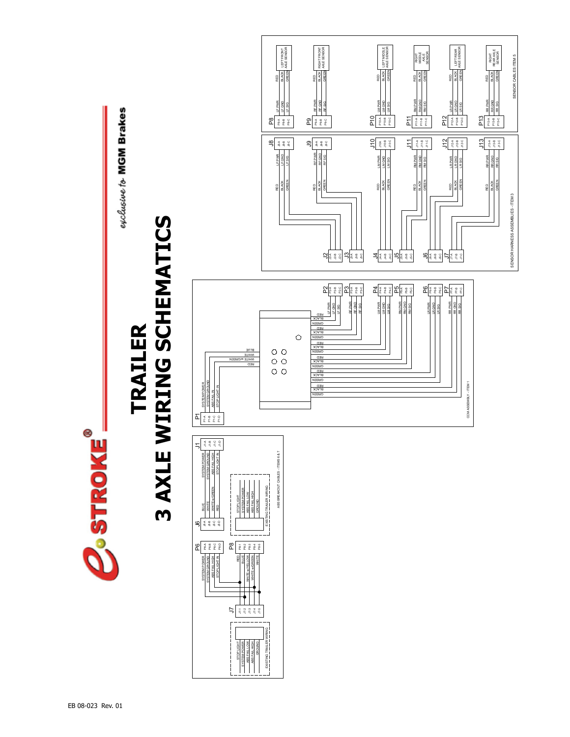# e-STROKE®

*exclusive to* **MGM Brakes**

# TRAILER 3 AXLE WIRING SCHEMATICS

ABS BREAKOUT CABLES - ITEMS 6 & 7

J7: J7-1, J7-2, J7-3, J7-4, J7-5

EXISTING TRAILER WIRING: STOP LIGHT, SYSTEM POWER, ABS FAIL LOW, ABS FAIL HIGH, GROUND

P6: P6-A SYSTEM POWER, P6-B SYSTEM GROUND, P6-C ABS FAIL HIGH, P6-D STOP LIGHT IN

P8: P8-1 RED, P8-2 BLUE, P8-3 WHITE w/YELLOW, P8-4 WHITE w/GREEN, P8-5 WHITE

J6: J6-A BLUE, J6-B WHITE, J6-C WHITE w/GREEN, J6-D RED

J1: J1-A SYSTEM POWER, J1-B SYSTEM GROUND, J1-C ABS FAIL HIGH, J1-D STOP LIGHT IN

EXISTING TRAILER WIRING: STOP LIGHT, SYSTEM POWER, ABS FAIL LOW, ABS FAIL HIGH, GROUND

CCM ASSEMBLY - ITEM 1

P1: P1-A SYSTEM POWER, P1-B SYSTEM GROUND, P1-C ABS FAIL IN, P1-D STOP LIGHT IN

BLUE, WHITE, WHITE w/GREEN, RED

P2: P2-A LF PWR, P2-B LF GND, P2-C LF SIG (RED, BLACK, GREEN)

P3: P3-A RF PWR, P3-B RF GND, P3-C RF SIG (RED, BLACK, GREEN)

P4: P4-A LM PWR, P4-B LM GND, P4-C LM SIG (RED, BLACK, GREEN)

P5: P5-A RM PWR, P5-B RM GND, P5-C RM SIG (RED, BLACK, GREEN)

P6: P6-A LR PWR, P6-B LR GND, P6-C LR SIG (RED, BLACK, GREEN)

P7: P7-A RR PWR, P7-B RR GND, P7-C RR SIG (RED, BLACK, GREEN)

SENSOR HARNESS ASSEMBLIES - ITEM 3

J2 (J2-A, J2-B, J2-C) — J8: J8-A LF PWR, J8-B LF GND, J8-C LF SIG (RED, BLACK, GREEN)

J3 (J3-A, J3-B, J3-C) — J9: J9-A RF PWR, J9-B RF GND, J9-C RF SIG (RED, BLACK, GREEN)

J4 (J4-A, J4-B, J4-C) — J10: J10-A LM PWR, J10-B LM GND, J10-C LM SIG (RED, BLACK, GREEN)

J5 (J5-A, J5-B, J5-C) — J11: J11-A RM PWR, J11-B RM GND, J11-C RM SIG (RED, BLACK, GREEN)

J6 (J6-A, J6-B, J6-C) — J12: J12-A LR PWR, J12-B LR GND, J12-C LR SIG (RED, BLACK, GREEN)

J7 (J7-A, J7-B, J7-C) — J13: J13-A RR PWR, J13-B RR GND, J13-C RR SIG (RED, BLACK, GREEN)

SENSOR CABLES ITEM 5

P8: P8-A LF PWR, P8-B LF GND, P8-C LF SIG (RED, BLACK, GREEN) — LEFT FRONT AXLE SENSOR

P9: P9-A RF PWR, P9-B RF GND, P9-C RF SIG (RED, BLACK, GREEN) — RIGHT FRONT AXLE SENSOR

P10: P10-A LM PWR, P10-B LM GND, P10-C LM SIG (RED, BLACK, GREEN) — LEFT MIDDLE AXLE SENSOR

P11: P11-A RM PWR, P11-B RM GND, P11-C RM SIG (RED, BLACK, GREEN) — RIGHT MIDDLE AXLE SENSOR

P12: P12-A LR PWR, P12-B LR GND, P12-C LR SIG (RED, BLACK, GREEN) — LEFT REAR AXLE SENSOR

P13: P13-A RR PWR, P13-B RR GND, P13-C RR SIG (RED, BLACK, GREEN) — RIGHT REAR AXLE SENSOR

EB 08-023 Rev. 01